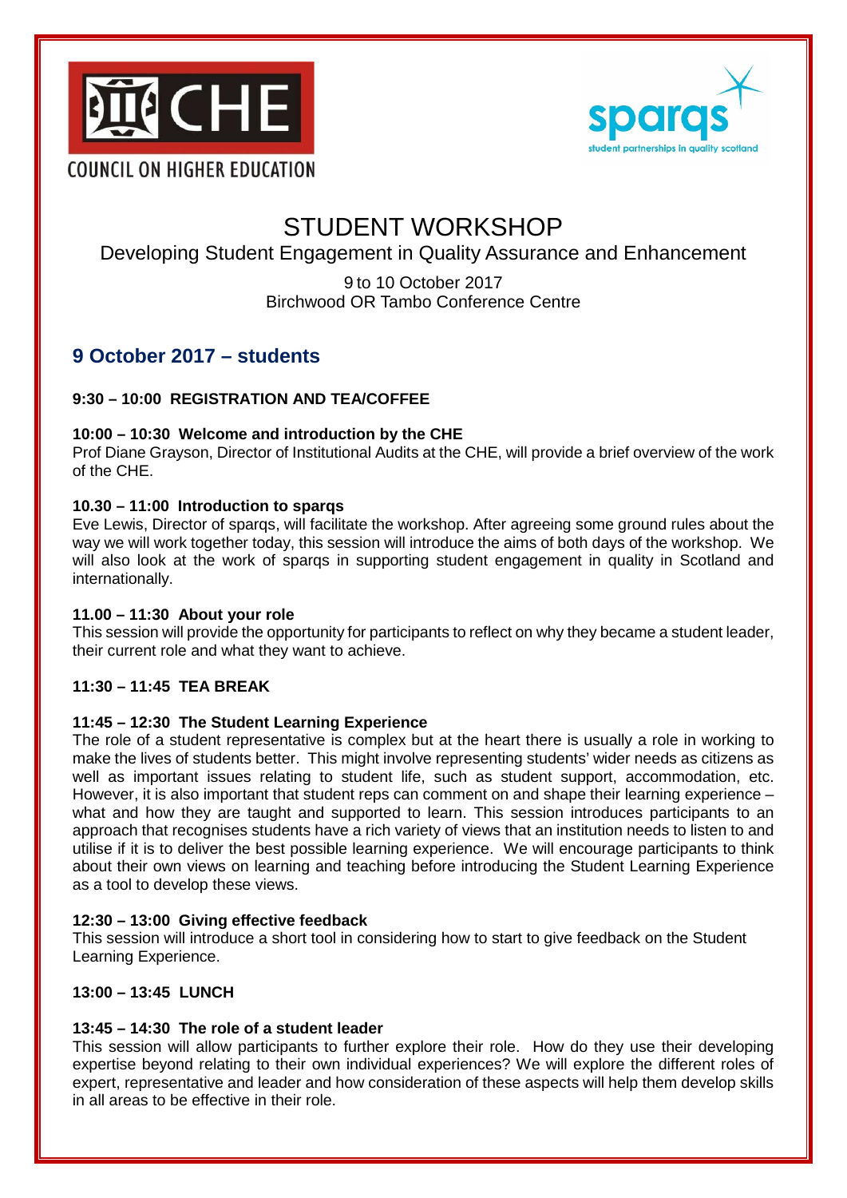COUNCIL ON HIGHER EDUCATION

sparqs
student partnerships in quality scotland

# STUDENT WORKSHOP

## Developing Student Engagement in Quality Assurance and Enhancement

9 to 10 October 2017
Birchwood OR Tambo Conference Centre

## 9 October 2017 – students

**9:30 – 10:00 REGISTRATION AND TEA/COFFEE**

**10:00 – 10:30 Welcome and introduction by the CHE**
Prof Diane Grayson, Director of Institutional Audits at the CHE, will provide a brief overview of the work of the CHE.

**10.30 – 11:00 Introduction to sparqs**
Eve Lewis, Director of sparqs, will facilitate the workshop. After agreeing some ground rules about the way we will work together today, this session will introduce the aims of both days of the workshop. We will also look at the work of sparqs in supporting student engagement in quality in Scotland and internationally.

**11.00 – 11:30 About your role**
This session will provide the opportunity for participants to reflect on why they became a student leader, their current role and what they want to achieve.

**11:30 – 11:45 TEA BREAK**

**11:45 – 12:30 The Student Learning Experience**
The role of a student representative is complex but at the heart there is usually a role in working to make the lives of students better. This might involve representing students' wider needs as citizens as well as important issues relating to student life, such as student support, accommodation, etc. However, it is also important that student reps can comment on and shape their learning experience – what and how they are taught and supported to learn. This session introduces participants to an approach that recognises students have a rich variety of views that an institution needs to listen to and utilise if it is to deliver the best possible learning experience. We will encourage participants to think about their own views on learning and teaching before introducing the Student Learning Experience as a tool to develop these views.

**12:30 – 13:00 Giving effective feedback**
This session will introduce a short tool in considering how to start to give feedback on the Student Learning Experience.

**13:00 – 13:45 LUNCH**

**13:45 – 14:30 The role of a student leader**
This session will allow participants to further explore their role. How do they use their developing expertise beyond relating to their own individual experiences? We will explore the different roles of expert, representative and leader and how consideration of these aspects will help them develop skills in all areas to be effective in their role.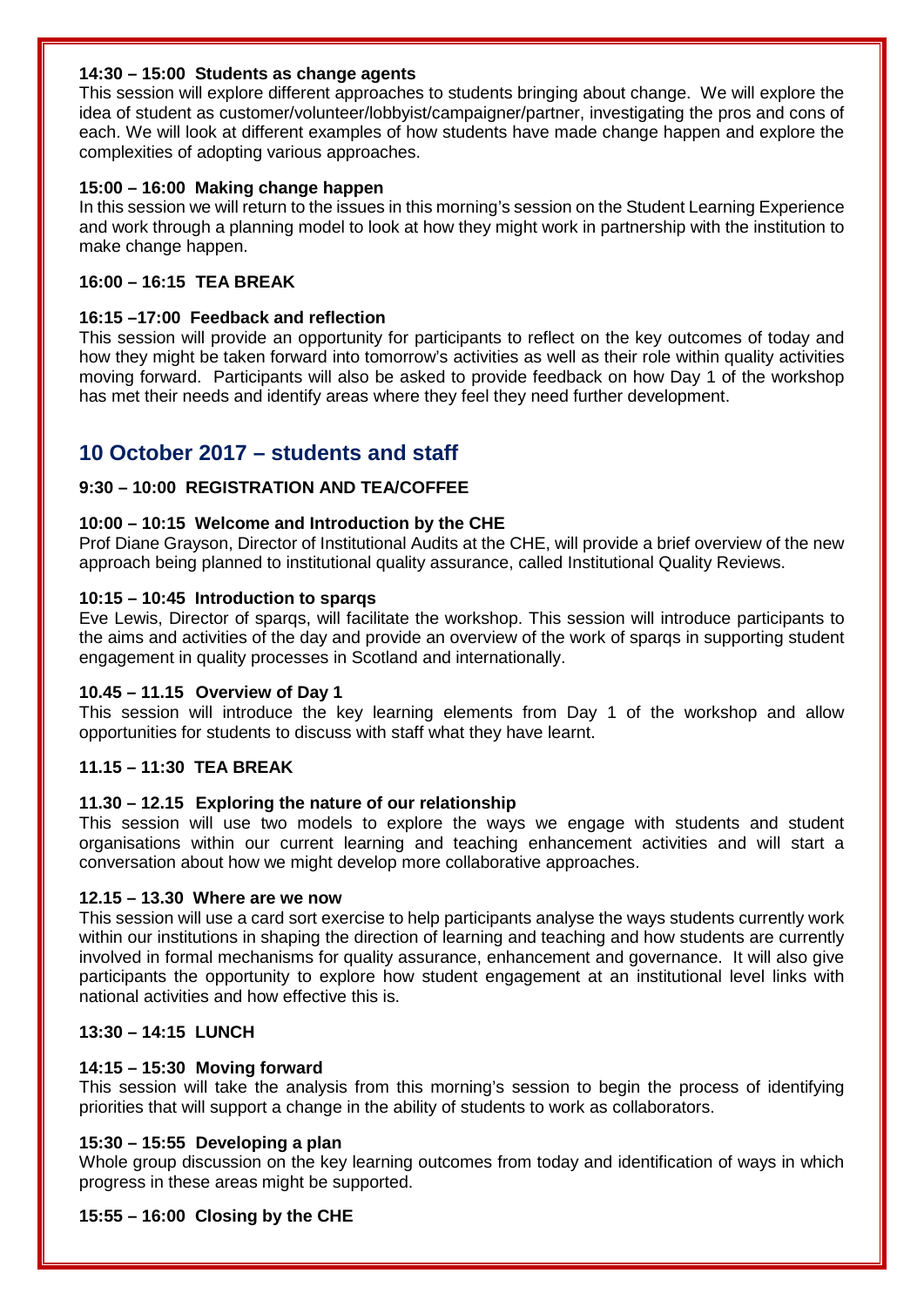**14:30 – 15:00 Students as change agents**

This session will explore different approaches to students bringing about change. We will explore the idea of student as customer/volunteer/lobbyist/campaigner/partner, investigating the pros and cons of each. We will look at different examples of how students have made change happen and explore the complexities of adopting various approaches.

**15:00 – 16:00 Making change happen**

In this session we will return to the issues in this morning's session on the Student Learning Experience and work through a planning model to look at how they might work in partnership with the institution to make change happen.

**16:00 – 16:15 TEA BREAK**

**16:15 –17:00 Feedback and reflection**

This session will provide an opportunity for participants to reflect on the key outcomes of today and how they might be taken forward into tomorrow's activities as well as their role within quality activities moving forward. Participants will also be asked to provide feedback on how Day 1 of the workshop has met their needs and identify areas where they feel they need further development.

## 10 October 2017 – students and staff

**9:30 – 10:00 REGISTRATION AND TEA/COFFEE**

**10:00 – 10:15 Welcome and Introduction by the CHE**

Prof Diane Grayson, Director of Institutional Audits at the CHE, will provide a brief overview of the new approach being planned to institutional quality assurance, called Institutional Quality Reviews.

**10:15 – 10:45 Introduction to sparqs**

Eve Lewis, Director of sparqs, will facilitate the workshop. This session will introduce participants to the aims and activities of the day and provide an overview of the work of sparqs in supporting student engagement in quality processes in Scotland and internationally.

**10.45 – 11.15 Overview of Day 1**

This session will introduce the key learning elements from Day 1 of the workshop and allow opportunities for students to discuss with staff what they have learnt.

**11.15 – 11:30 TEA BREAK**

**11.30 – 12.15 Exploring the nature of our relationship**

This session will use two models to explore the ways we engage with students and student organisations within our current learning and teaching enhancement activities and will start a conversation about how we might develop more collaborative approaches.

**12.15 – 13.30 Where are we now**

This session will use a card sort exercise to help participants analyse the ways students currently work within our institutions in shaping the direction of learning and teaching and how students are currently involved in formal mechanisms for quality assurance, enhancement and governance. It will also give participants the opportunity to explore how student engagement at an institutional level links with national activities and how effective this is.

**13:30 – 14:15 LUNCH**

**14:15 – 15:30 Moving forward**

This session will take the analysis from this morning's session to begin the process of identifying priorities that will support a change in the ability of students to work as collaborators.

**15:30 – 15:55 Developing a plan**

Whole group discussion on the key learning outcomes from today and identification of ways in which progress in these areas might be supported.

**15:55 – 16:00 Closing by the CHE**